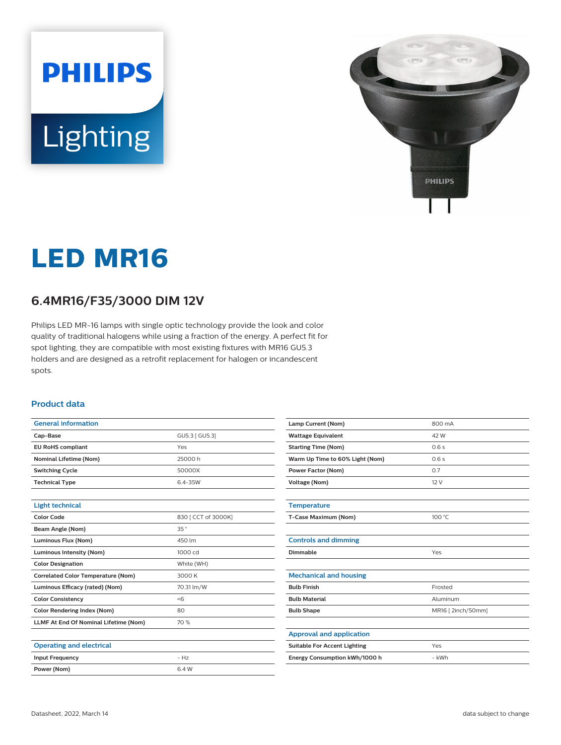PHILIPS Lighting

# LED MR16

## 6.4MR16/F35/3000 DIM 12V

Philips LED MR-16 lamps with single optic technology provide the look and color quality of traditional halogens while using a fraction of the energy. A perfect fit for spot lighting, they are compatible with most existing fixtures with MR16 GU5.3 holders and are designed as a retrofit replacement for halogen or incandescent spots.

### Product data

| General information | |
|---|---|
| Cap-Base | GU5.3 [ GU5.3] |
| EU RoHS compliant | Yes |
| Nominal Lifetime (Nom) | 25000 h |
| Switching Cycle | 50000X |
| Technical Type | 6.4-35W |

| Light technical | |
|---|---|
| Color Code | 830 [ CCT of 3000K] |
| Beam Angle (Nom) | 35 ° |
| Luminous Flux (Nom) | 450 lm |
| Luminous Intensity (Nom) | 1000 cd |
| Color Designation | White (WH) |
| Correlated Color Temperature (Nom) | 3000 K |
| Luminous Efficacy (rated) (Nom) | 70.31 lm/W |
| Color Consistency | <6 |
| Color Rendering Index (Nom) | 80 |
| LLMF At End Of Nominal Lifetime (Nom) | 70 % |

| Operating and electrical | |
|---|---|
| Input Frequency | - Hz |
| Power (Nom) | 6.4 W |
| Lamp Current (Nom) | 800 mA |
| Wattage Equivalent | 42 W |
| Starting Time (Nom) | 0.6 s |
| Warm Up Time to 60% Light (Nom) | 0.6 s |
| Power Factor (Nom) | 0.7 |
| Voltage (Nom) | 12 V |

| Temperature | |
|---|---|
| T-Case Maximum (Nom) | 100 °C |

| Controls and dimming | |
|---|---|
| Dimmable | Yes |

| Mechanical and housing | |
|---|---|
| Bulb Finish | Frosted |
| Bulb Material | Aluminum |
| Bulb Shape | MR16 [ 2inch/50mm] |

| Approval and application | |
|---|---|
| Suitable For Accent Lighting | Yes |
| Energy Consumption kWh/1000 h | - kWh |

Datasheet, 2022, March 14 data subject to change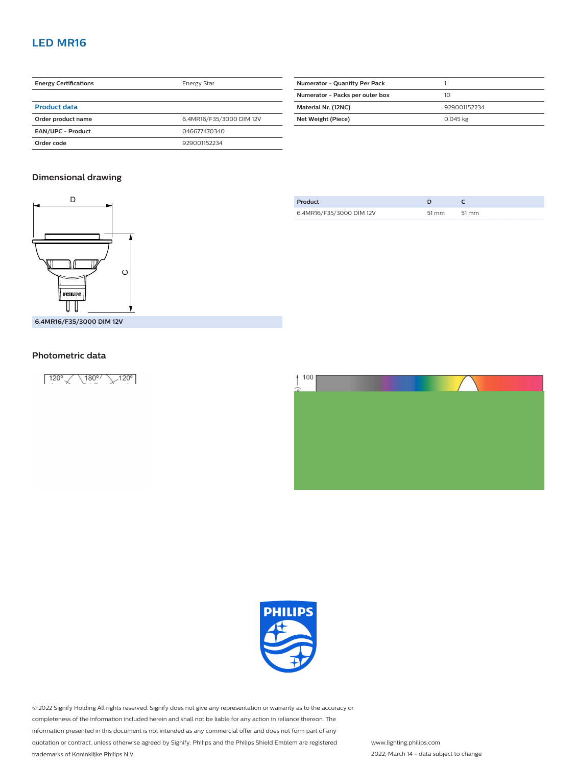## LED MR16

| | |
|---|---|
| **Energy Certifications** | Energy Star |

### Product data

| | |
|---|---|
| **Order product name** | 6.4MR16/F35/3000 DIM 12V |
| **EAN/UPC - Product** | 046677470340 |
| **Order code** | 929001152234 |
| **Numerator - Quantity Per Pack** | 1 |
| **Numerator - Packs per outer box** | 10 |
| **Material Nr. (12NC)** | 929001152234 |
| **Net Weight (Piece)** | 0.045 kg |

### Dimensional drawing

D

C

PHILIPS

**6.4MR16/F35/3000 DIM 12V**

| Product | D | C |
|---|---|---|
| 6.4MR16/F35/3000 DIM 12V | 51 mm | 51 mm |

### Photometric data

120° 180° 120°

100

© 2022 Signify Holding All rights reserved. Signify does not give any representation or warranty as to the accuracy or completeness of the information included herein and shall not be liable for any action in reliance thereon. The information presented in this document is not intended as any commercial offer and does not form part of any quotation or contract, unless otherwise agreed by Signify. Philips and the Philips Shield Emblem are registered trademarks of Koninklijke Philips N.V.

www.lighting.philips.com

2022, March 14 - data subject to change